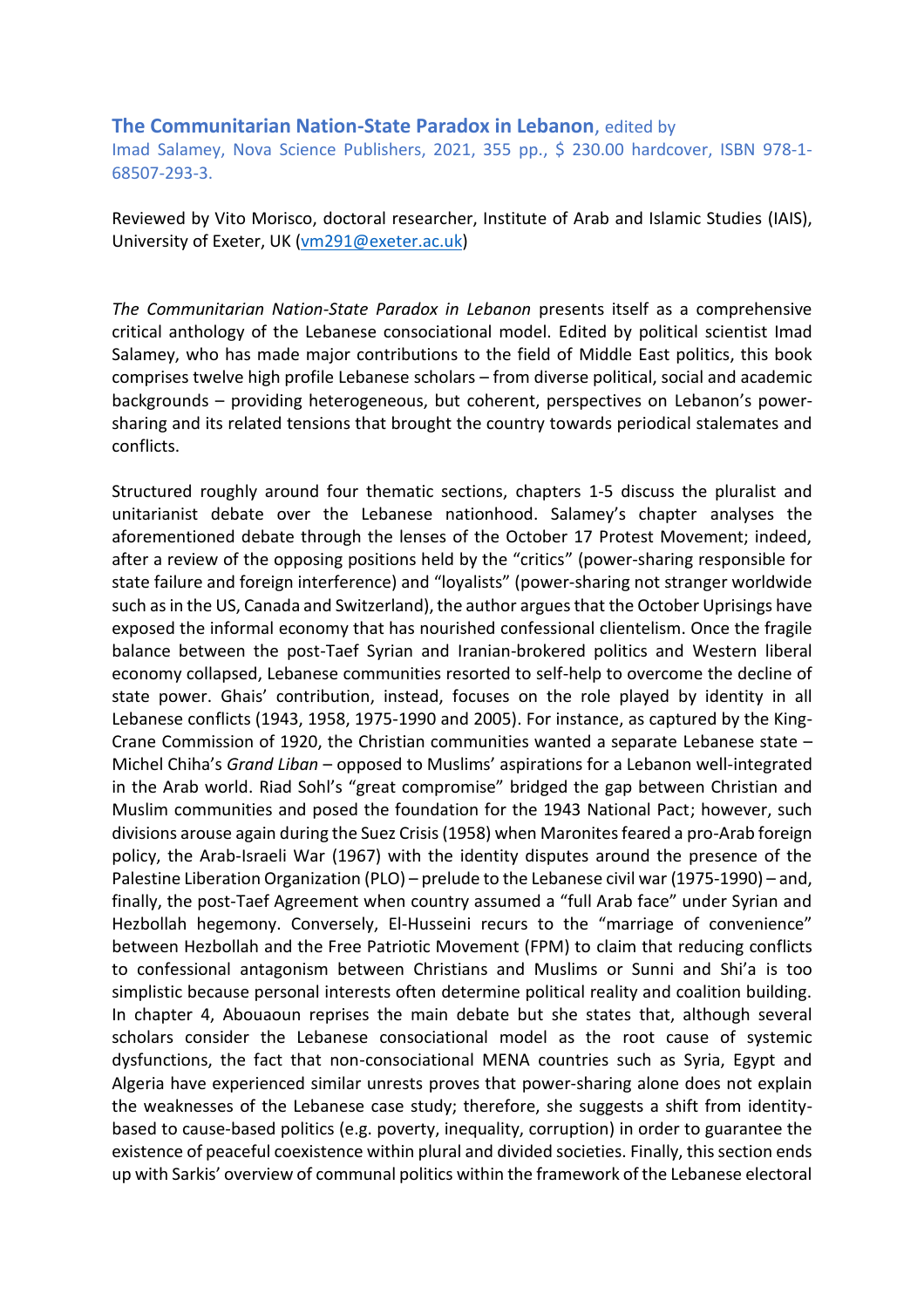**The Communitarian Nation-State Paradox in Lebanon**, edited by Imad Salamey, Nova Science Publishers, 2021, 355 pp., $ 230.00 hardcover, ISBN 978-1-68507-293-3.

Reviewed by Vito Morisco, doctoral researcher, Institute of Arab and Islamic Studies (IAIS), University of Exeter, UK (vm291@exeter.ac.uk)

*The Communitarian Nation-State Paradox in Lebanon* presents itself as a comprehensive critical anthology of the Lebanese consociational model. Edited by political scientist Imad Salamey, who has made major contributions to the field of Middle East politics, this book comprises twelve high profile Lebanese scholars – from diverse political, social and academic backgrounds – providing heterogeneous, but coherent, perspectives on Lebanon's power-sharing and its related tensions that brought the country towards periodical stalemates and conflicts.

Structured roughly around four thematic sections, chapters 1-5 discuss the pluralist and unitarianist debate over the Lebanese nationhood. Salamey's chapter analyses the aforementioned debate through the lenses of the October 17 Protest Movement; indeed, after a review of the opposing positions held by the "critics" (power-sharing responsible for state failure and foreign interference) and "loyalists" (power-sharing not stranger worldwide such as in the US, Canada and Switzerland), the author argues that the October Uprisings have exposed the informal economy that has nourished confessional clientelism. Once the fragile balance between the post-Taef Syrian and Iranian-brokered politics and Western liberal economy collapsed, Lebanese communities resorted to self-help to overcome the decline of state power. Ghais' contribution, instead, focuses on the role played by identity in all Lebanese conflicts (1943, 1958, 1975-1990 and 2005). For instance, as captured by the King-Crane Commission of 1920, the Christian communities wanted a separate Lebanese state – Michel Chiha's *Grand Liban* – opposed to Muslims' aspirations for a Lebanon well-integrated in the Arab world. Riad Sohl's "great compromise" bridged the gap between Christian and Muslim communities and posed the foundation for the 1943 National Pact; however, such divisions arouse again during the Suez Crisis (1958) when Maronites feared a pro-Arab foreign policy, the Arab-Israeli War (1967) with the identity disputes around the presence of the Palestine Liberation Organization (PLO) – prelude to the Lebanese civil war (1975-1990) – and, finally, the post-Taef Agreement when country assumed a "full Arab face" under Syrian and Hezbollah hegemony. Conversely, El-Husseini recurs to the "marriage of convenience" between Hezbollah and the Free Patriotic Movement (FPM) to claim that reducing conflicts to confessional antagonism between Christians and Muslims or Sunni and Shi'a is too simplistic because personal interests often determine political reality and coalition building. In chapter 4, Abouaoun reprises the main debate but she states that, although several scholars consider the Lebanese consociational model as the root cause of systemic dysfunctions, the fact that non-consociational MENA countries such as Syria, Egypt and Algeria have experienced similar unrests proves that power-sharing alone does not explain the weaknesses of the Lebanese case study; therefore, she suggests a shift from identity-based to cause-based politics (e.g. poverty, inequality, corruption) in order to guarantee the existence of peaceful coexistence within plural and divided societies. Finally, this section ends up with Sarkis' overview of communal politics within the framework of the Lebanese electoral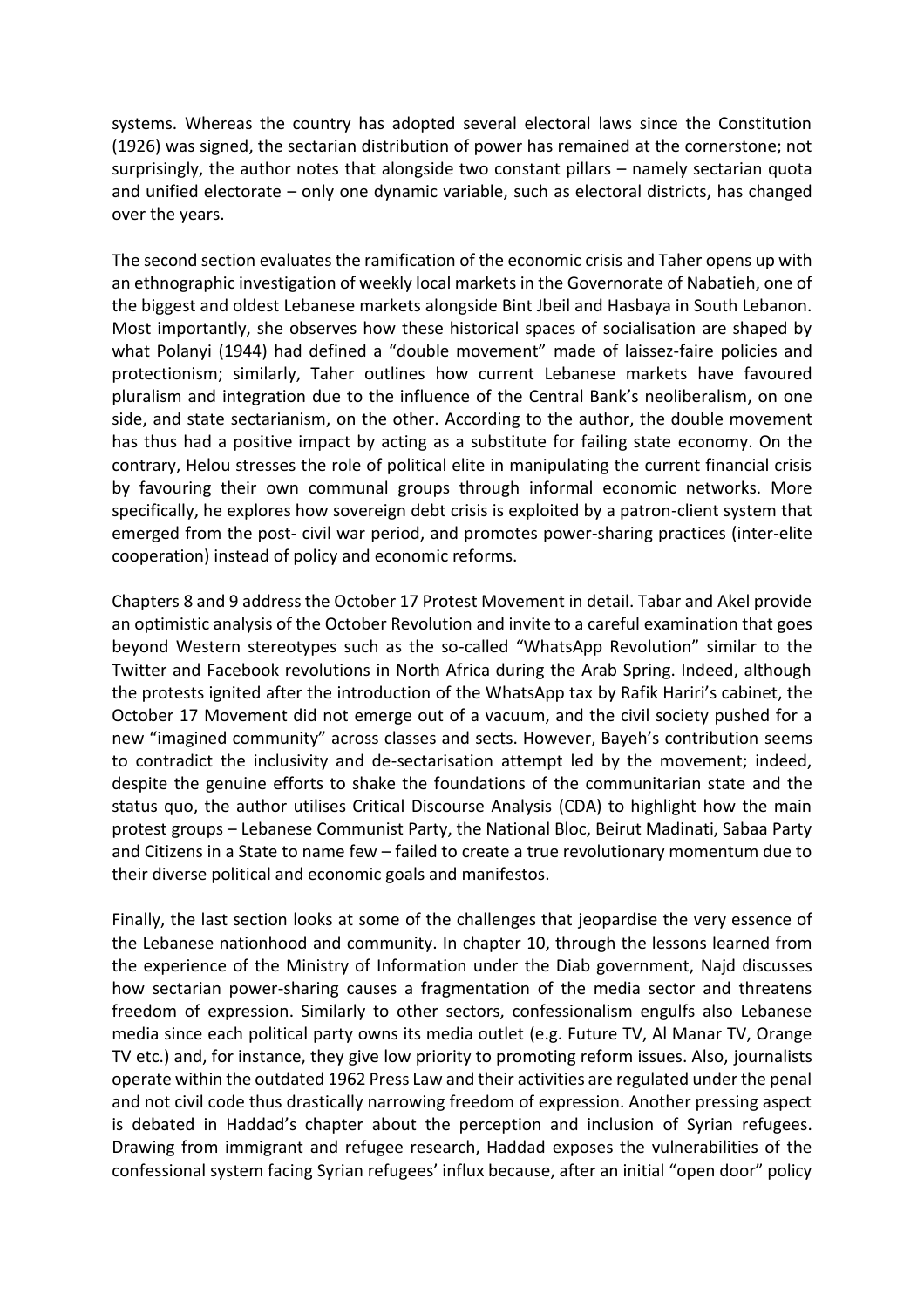systems. Whereas the country has adopted several electoral laws since the Constitution (1926) was signed, the sectarian distribution of power has remained at the cornerstone; not surprisingly, the author notes that alongside two constant pillars – namely sectarian quota and unified electorate – only one dynamic variable, such as electoral districts, has changed over the years.

The second section evaluates the ramification of the economic crisis and Taher opens up with an ethnographic investigation of weekly local markets in the Governorate of Nabatieh, one of the biggest and oldest Lebanese markets alongside Bint Jbeil and Hasbaya in South Lebanon. Most importantly, she observes how these historical spaces of socialisation are shaped by what Polanyi (1944) had defined a "double movement" made of laissez-faire policies and protectionism; similarly, Taher outlines how current Lebanese markets have favoured pluralism and integration due to the influence of the Central Bank's neoliberalism, on one side, and state sectarianism, on the other. According to the author, the double movement has thus had a positive impact by acting as a substitute for failing state economy. On the contrary, Helou stresses the role of political elite in manipulating the current financial crisis by favouring their own communal groups through informal economic networks. More specifically, he explores how sovereign debt crisis is exploited by a patron-client system that emerged from the post- civil war period, and promotes power-sharing practices (inter-elite cooperation) instead of policy and economic reforms.

Chapters 8 and 9 address the October 17 Protest Movement in detail. Tabar and Akel provide an optimistic analysis of the October Revolution and invite to a careful examination that goes beyond Western stereotypes such as the so-called "WhatsApp Revolution" similar to the Twitter and Facebook revolutions in North Africa during the Arab Spring. Indeed, although the protests ignited after the introduction of the WhatsApp tax by Rafik Hariri's cabinet, the October 17 Movement did not emerge out of a vacuum, and the civil society pushed for a new "imagined community" across classes and sects. However, Bayeh's contribution seems to contradict the inclusivity and de-sectarisation attempt led by the movement; indeed, despite the genuine efforts to shake the foundations of the communitarian state and the status quo, the author utilises Critical Discourse Analysis (CDA) to highlight how the main protest groups – Lebanese Communist Party, the National Bloc, Beirut Madinati, Sabaa Party and Citizens in a State to name few – failed to create a true revolutionary momentum due to their diverse political and economic goals and manifestos.

Finally, the last section looks at some of the challenges that jeopardise the very essence of the Lebanese nationhood and community. In chapter 10, through the lessons learned from the experience of the Ministry of Information under the Diab government, Najd discusses how sectarian power-sharing causes a fragmentation of the media sector and threatens freedom of expression. Similarly to other sectors, confessionalism engulfs also Lebanese media since each political party owns its media outlet (e.g. Future TV, Al Manar TV, Orange TV etc.) and, for instance, they give low priority to promoting reform issues. Also, journalists operate within the outdated 1962 Press Law and their activities are regulated under the penal and not civil code thus drastically narrowing freedom of expression. Another pressing aspect is debated in Haddad's chapter about the perception and inclusion of Syrian refugees. Drawing from immigrant and refugee research, Haddad exposes the vulnerabilities of the confessional system facing Syrian refugees' influx because, after an initial "open door" policy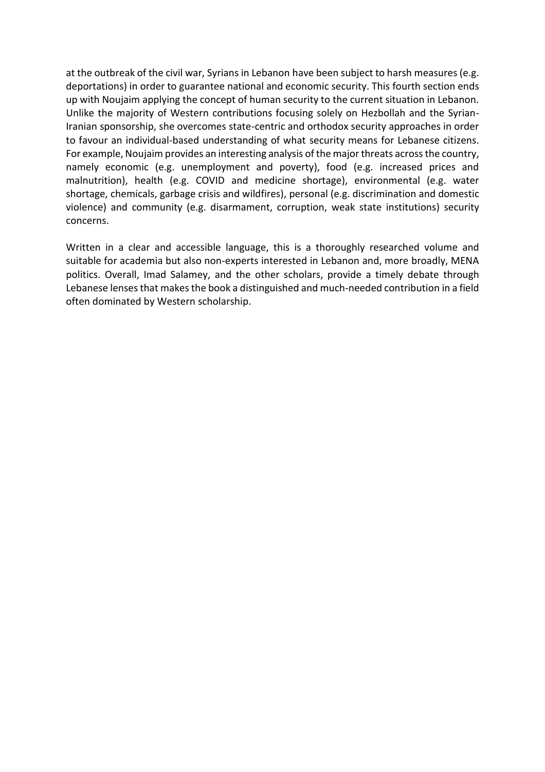at the outbreak of the civil war, Syrians in Lebanon have been subject to harsh measures (e.g. deportations) in order to guarantee national and economic security. This fourth section ends up with Noujaim applying the concept of human security to the current situation in Lebanon. Unlike the majority of Western contributions focusing solely on Hezbollah and the Syrian-Iranian sponsorship, she overcomes state-centric and orthodox security approaches in order to favour an individual-based understanding of what security means for Lebanese citizens. For example, Noujaim provides an interesting analysis of the major threats across the country, namely economic (e.g. unemployment and poverty), food (e.g. increased prices and malnutrition), health (e.g. COVID and medicine shortage), environmental (e.g. water shortage, chemicals, garbage crisis and wildfires), personal (e.g. discrimination and domestic violence) and community (e.g. disarmament, corruption, weak state institutions) security concerns.

Written in a clear and accessible language, this is a thoroughly researched volume and suitable for academia but also non-experts interested in Lebanon and, more broadly, MENA politics. Overall, Imad Salamey, and the other scholars, provide a timely debate through Lebanese lenses that makes the book a distinguished and much-needed contribution in a field often dominated by Western scholarship.